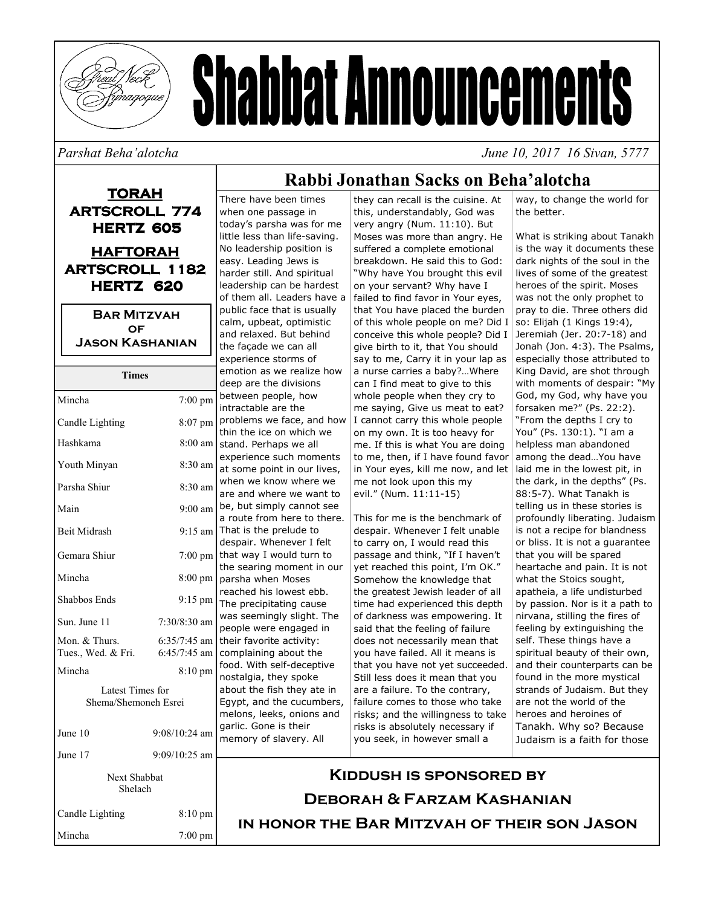# Shabbat Announcements

Great Neck Synagogue

*Parshat Beha'alotcha* *June 10, 2017 16 Sivan, 5777*

## TORAH

**ARTSCROLL 774**
**HERTZ 605**

## HAFTORAH

**ARTSCROLL 1182**
**HERTZ 620**

**BAR MITZVAH OF JASON KASHANIAN**

| Times | |
|---|---|
| Mincha | 7:00 pm |
| Candle Lighting | 8:07 pm |
| Hashkama | 8:00 am |
| Youth Minyan | 8:30 am |
| Parsha Shiur | 8:30 am |
| Main | 9:00 am |
| Beit Midrash | 9:15 am |
| Gemara Shiur | 7:00 pm |
| Mincha | 8:00 pm |
| Shabbos Ends | 9:15 pm |
| Sun. June 11 | 7:30/8:30 am |
| Mon. & Thurs. | 6:35/7:45 am |
| Tues., Wed. & Fri. | 6:45/7:45 am |
| Mincha | 8:10 pm |
| Latest Times for Shema/Shemoneh Esrei | |
| June 10 | 9:08/10:24 am |
| June 17 | 9:09/10:25 am |
| Next Shabbat Shelach | |
| Candle Lighting | 8:10 pm |
| Mincha | 7:00 pm |

## Rabbi Jonathan Sacks on Beha'alotcha

There have been times when one passage in today's parsha was for me little less than life-saving. No leadership position is easy. Leading Jews is harder still. And spiritual leadership can be hardest of them all. Leaders have a public face that is usually calm, upbeat, optimistic and relaxed. But behind the façade we can all experience storms of emotion as we realize how deep are the divisions between people, how intractable are the problems we face, and how thin the ice on which we stand. Perhaps we all experience such moments at some point in our lives, when we know where we are and where we want to be, but simply cannot see a route from here to there. That is the prelude to despair. Whenever I felt that way I would turn to the searing moment in our parsha when Moses reached his lowest ebb. The precipitating cause was seemingly slight. The people were engaged in their favorite activity: complaining about the food. With self-deceptive nostalgia, they spoke about the fish they ate in Egypt, and the cucumbers, melons, leeks, onions and garlic. Gone is their memory of slavery. All they can recall is the cuisine. At this, understandably, God was very angry (Num. 11:10). But Moses was more than angry. He suffered a complete emotional breakdown. He said this to God: "Why have You brought this evil on your servant? Why have I failed to find favor in Your eyes, that You have placed the burden of this whole people on me? Did I conceive this whole people? Did I give birth to it, that You should say to me, Carry it in your lap as a nurse carries a baby?…Where can I find meat to give to this whole people when they cry to me saying, Give us meat to eat? I cannot carry this whole people on my own. It is too heavy for me. If this is what You are doing to me, then, if I have found favor in Your eyes, kill me now, and let me not look upon this my evil." (Num. 11:11-15)

This for me is the benchmark of despair. Whenever I felt unable to carry on, I would read this passage and think, "If I haven't yet reached this point, I'm OK." Somehow the knowledge that the greatest Jewish leader of all time had experienced this depth of darkness was empowering. It said that the feeling of failure does not necessarily mean that you have failed. All it means is that you have not yet succeeded. Still less does it mean that you are a failure. To the contrary, failure comes to those who take risks; and the willingness to take risks is absolutely necessary if you seek, in however small a way, to change the world for the better.

What is striking about Tanakh is the way it documents these dark nights of the soul in the lives of some of the greatest heroes of the spirit. Moses was not the only prophet to pray to die. Three others did so: Elijah (1 Kings 19:4), Jeremiah (Jer. 20:7-18) and Jonah (Jon. 4:3). The Psalms, especially those attributed to King David, are shot through with moments of despair: "My God, my God, why have you forsaken me?" (Ps. 22:2). "From the depths I cry to You" (Ps. 130:1). "I am a helpless man abandoned among the dead…You have laid me in the lowest pit, in the dark, in the depths" (Ps. 88:5-7). What Tanakh is telling us in these stories is profoundly liberating. Judaism is not a recipe for blandness or bliss. It is not a guarantee that you will be spared heartache and pain. It is not what the Stoics sought, apatheia, a life undisturbed by passion. Nor is it a path to nirvana, stilling the fires of feeling by extinguishing the self. These things have a spiritual beauty of their own, and their counterparts can be found in the more mystical strands of Judaism. But they are not the world of the heroes and heroines of Tanakh. Why so? Because Judaism is a faith for those

## Kiddush is sponsored by
## Deborah & Farzam Kashanian
## in honor the Bar Mitzvah of their son Jason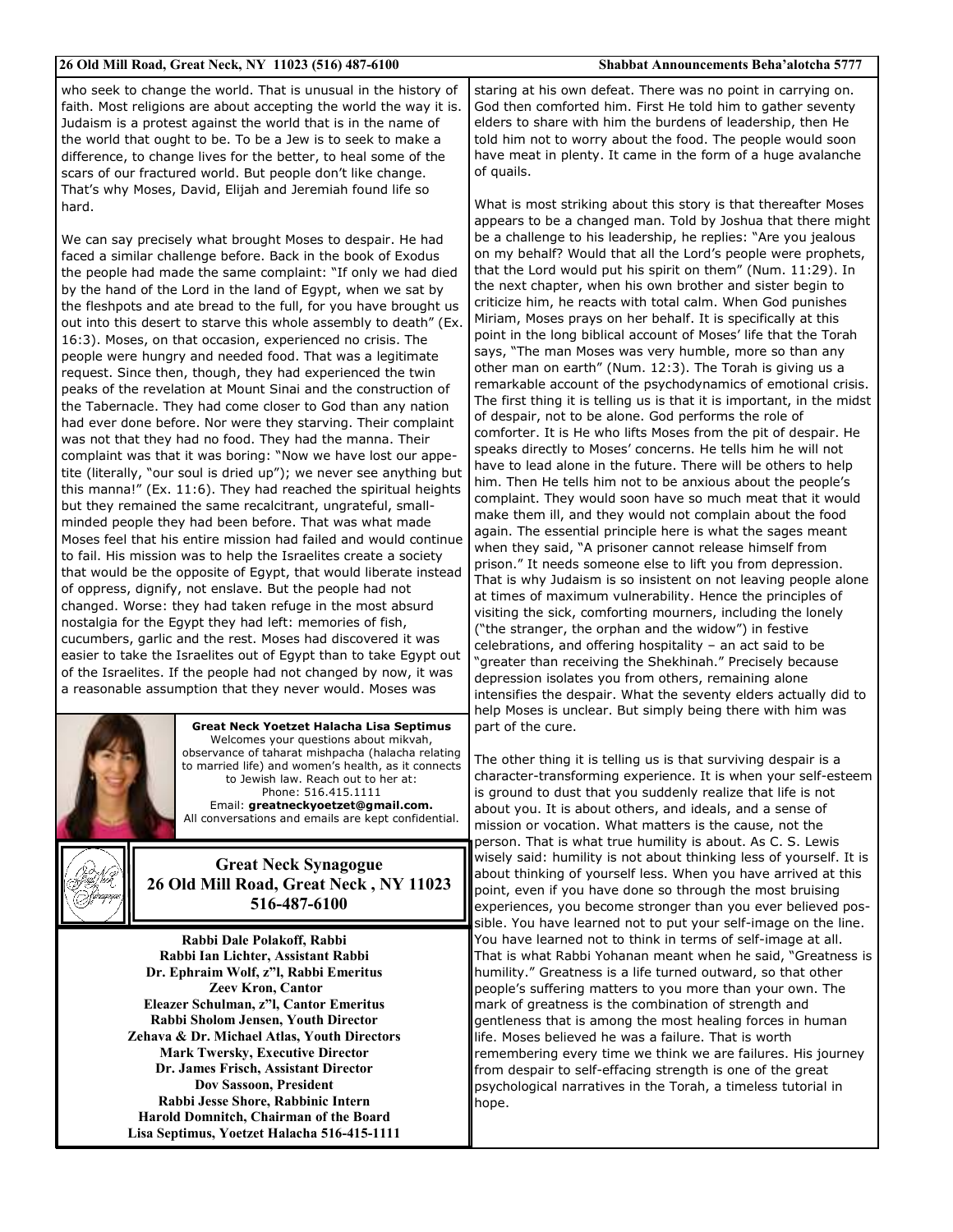who seek to change the world. That is unusual in the history of faith. Most religions are about accepting the world the way it is. Judaism is a protest against the world that is in the name of the world that ought to be. To be a Jew is to seek to make a difference, to change lives for the better, to heal some of the scars of our fractured world. But people don't like change. That's why Moses, David, Elijah and Jeremiah found life so hard.

We can say precisely what brought Moses to despair. He had faced a similar challenge before. Back in the book of Exodus the people had made the same complaint: "If only we had died by the hand of the Lord in the land of Egypt, when we sat by the fleshpots and ate bread to the full, for you have brought us out into this desert to starve this whole assembly to death" (Ex. 16:3). Moses, on that occasion, experienced no crisis. The people were hungry and needed food. That was a legitimate request. Since then, though, they had experienced the twin peaks of the revelation at Mount Sinai and the construction of the Tabernacle. They had come closer to God than any nation had ever done before. Nor were they starving. Their complaint was not that they had no food. They had the manna. Their complaint was that it was boring: "Now we have lost our appetite (literally, "our soul is dried up"); we never see anything but this manna!" (Ex. 11:6). They had reached the spiritual heights but they remained the same recalcitrant, ungrateful, small-minded people they had been before. That was what made Moses feel that his entire mission had failed and would continue to fail. His mission was to help the Israelites create a society that would be the opposite of Egypt, that would liberate instead of oppress, dignify, not enslave. But the people had not changed. Worse: they had taken refuge in the most absurd nostalgia for the Egypt they had left: memories of fish, cucumbers, garlic and the rest. Moses had discovered it was easier to take the Israelites out of Egypt than to take Egypt out of the Israelites. If the people had not changed by now, it was a reasonable assumption that they never would. Moses was staring at his own defeat. There was no point in carrying on. God then comforted him. First He told him to gather seventy elders to share with him the burdens of leadership, then He told him not to worry about the food. The people would soon have meat in plenty. It came in the form of a huge avalanche of quails.

What is most striking about this story is that thereafter Moses appears to be a changed man. Told by Joshua that there might be a challenge to his leadership, he replies: "Are you jealous on my behalf? Would that all the Lord's people were prophets, that the Lord would put his spirit on them" (Num. 11:29). In the next chapter, when his own brother and sister begin to criticize him, he reacts with total calm. When God punishes Miriam, Moses prays on her behalf. It is specifically at this point in the long biblical account of Moses' life that the Torah says, "The man Moses was very humble, more so than any other man on earth" (Num. 12:3). The Torah is giving us a remarkable account of the psychodynamics of emotional crisis. The first thing it is telling us is that it is important, in the midst of despair, not to be alone. God performs the role of comforter. It is He who lifts Moses from the pit of despair. He speaks directly to Moses' concerns. He tells him he will not have to lead alone in the future. There will be others to help him. Then He tells him not to be anxious about the people's complaint. They would soon have so much meat that it would make them ill, and they would not complain about the food again. The essential principle here is what the sages meant when they said, "A prisoner cannot release himself from prison." It needs someone else to lift you from depression. That is why Judaism is so insistent on not leaving people alone at times of maximum vulnerability. Hence the principles of visiting the sick, comforting mourners, including the lonely ("the stranger, the orphan and the widow") in festive celebrations, and offering hospitality – an act said to be "greater than receiving the Shekhinah." Precisely because depression isolates you from others, remaining alone intensifies the despair. What the seventy elders actually did to help Moses is unclear. But simply being there with him was part of the cure.

The other thing it is telling us is that surviving despair is a character-transforming experience. It is when your self-esteem is ground to dust that you suddenly realize that life is not about you. It is about others, and ideals, and a sense of mission or vocation. What matters is the cause, not the person. That is what true humility is about. As C. S. Lewis wisely said: humility is not about thinking less of yourself. It is about thinking of yourself less. When you have arrived at this point, even if you have done so through the most bruising experiences, you become stronger than you ever believed possible. You have learned not to put your self-image on the line. You have learned not to think in terms of self-image at all. That is what Rabbi Yohanan meant when he said, "Greatness is humility." Greatness is a life turned outward, so that other people's suffering matters to you more than your own. The mark of greatness is the combination of strength and gentleness that is among the most healing forces in human life. Moses believed he was a failure. That is worth remembering every time we think we are failures. His journey from despair to self-effacing strength is one of the great psychological narratives in the Torah, a timeless tutorial in hope.

---

**Great Neck Yoetzet Halacha Lisa Septimus**
Welcomes your questions about mikvah, observance of taharat mishpacha (halacha relating to married life) and women's health, as it connects to Jewish law. Reach out to her at:
Phone: 516.415.1111
Email: **greatneckyoetzet@gmail.com.**
All conversations and emails are kept confidential.

---

**Great Neck Synagogue**
**26 Old Mill Road, Great Neck , NY 11023**
**516-487-6100**

**Rabbi Dale Polakoff, Rabbi**
**Rabbi Ian Lichter, Assistant Rabbi**
**Dr. Ephraim Wolf, z"l, Rabbi Emeritus**
**Zeev Kron, Cantor**
**Eleazer Schulman, z"l, Cantor Emeritus**
**Rabbi Sholom Jensen, Youth Director**
**Zehava & Dr. Michael Atlas, Youth Directors**
**Mark Twersky, Executive Director**
**Dr. James Frisch, Assistant Director**
**Dov Sassoon, President**
**Rabbi Jesse Shore, Rabbinic Intern**
**Harold Domnitch, Chairman of the Board**
**Lisa Septimus, Yoetzet Halacha 516-415-1111**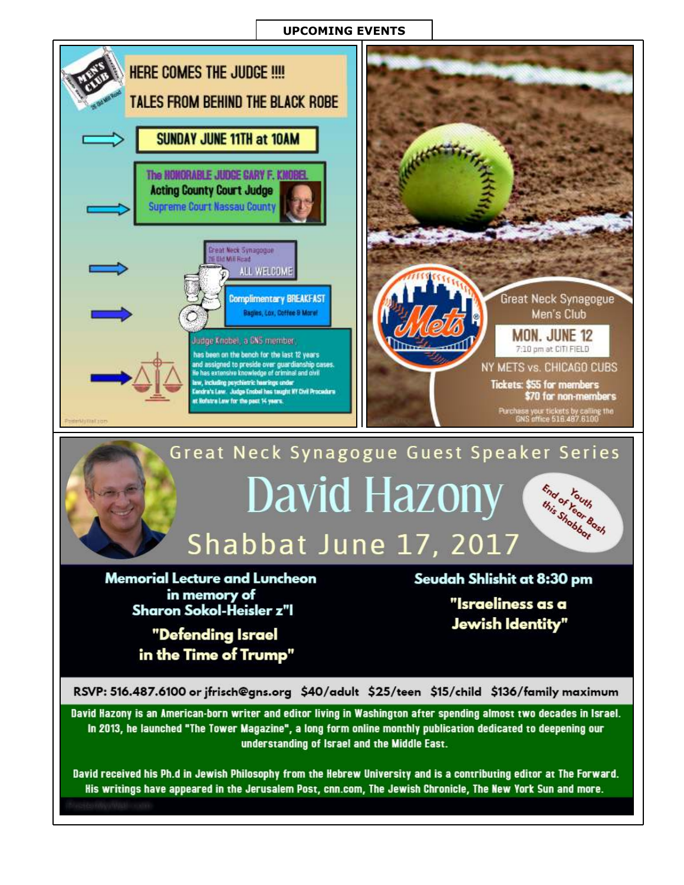# UPCOMING EVENTS

MEN'S CLUB
26 Old Mill Road

## HERE COMES THE JUDGE !!!!

## TALES FROM BEHIND THE BLACK ROBE

**SUNDAY JUNE 11TH at 10AM**

The HONORABLE JUDGE GARY F. KNOBEL
Acting County Court Judge
Supreme Court Nassau County

Great Neck Synagogue
26 Old Mill Road
ALL WELCOME

**Complimentary BREAKFAST**
Bagles, Lox, Coffee & More!

Judge Knobel, a GNS member, has been on the bench for the last 12 years and assigned to preside over guardianship cases. He has extensive knowledge of criminal and civil law, including psychietric hearings under Kendra's Law. Judge Knobel has taught NY Civil Procedure at Hofstra Law for the past 14 years.

---

Great Neck Synagogue
Men's Club

**MON. JUNE 12**
7:10 pm at CITI FIELD

NY METS vs. CHICAGO CUBS

Tickets: $55 for members
$70 for non-members

Purchase your tickets by calling the GNS office 516.487.6100

---

Great Neck Synagogue Guest Speaker Series

# David Hazony

## Shabbat June 17, 2017

Youth End of Year Bash this Shabbat

**Memorial Lecture and Luncheon**
**in memory of**
**Sharon Sokol-Heisler z"l**

**"Defending Israel in the Time of Trump"**

**Seudah Shlishit at 8:30 pm**

**"Israeliness as a Jewish Identity"**

**RSVP: 516.487.6100 or jfrisch@gns.org $40/adult $25/teen $15/child $136/family maximum**

David Hazony is an American-born writer and editor living in Washington after spending almost two decades in Israel. In 2013, he launched "The Tower Magazine", a long form online monthly publication dedicated to deepening our understanding of Israel and the Middle East.

David received his Ph.d in Jewish Philosophy from the Hebrew University and is a contributing editor at The Forward. His writings have appeared in the Jerusalem Post, cnn.com, The Jewish Chronicle, The New York Sun and more.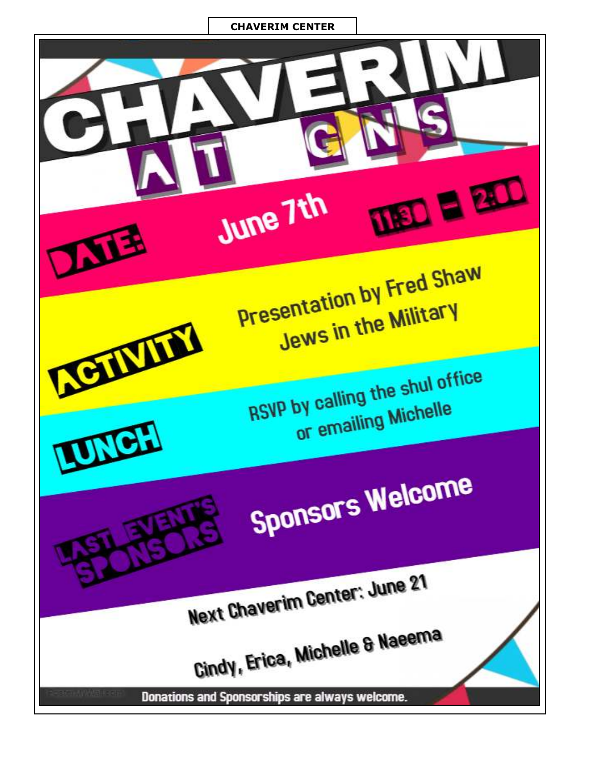**CHAVERIM CENTER**

# CHAVERIM AT GNS

**DATE:** June 7th 11:30 – 2:00

**ACTIVITY:** Presentation by Fred Shaw
Jews in the Military

**LUNCH:** RSVP by calling the shul office
or emailing Michelle

**LAST EVENT'S SPONSORS:** Sponsors Welcome

Next Chaverim Center: June 21

Cindy, Erica, Michelle & Naeema

Donations and Sponsorships are always welcome.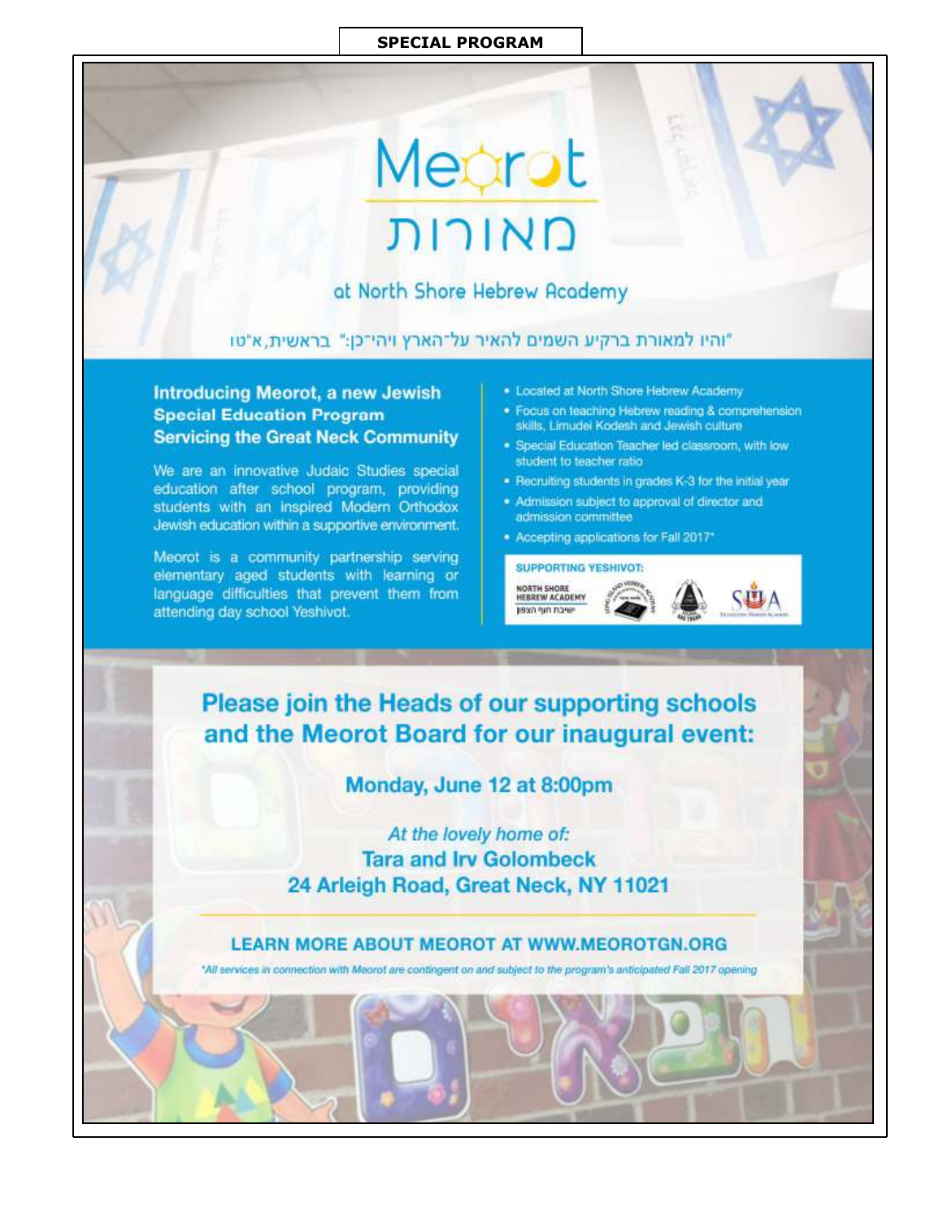**SPECIAL PROGRAM**

# Meorot
# מאורות

## at North Shore Hebrew Academy

"והיו למאורת ברקיע השמים להאיר על־הארץ ויהי־כן:" בראשית,א"טו

### Introducing Meorot, a new Jewish Special Education Program Servicing the Great Neck Community

We are an innovative Judaic Studies special education after school program, providing students with an inspired Modern Orthodox Jewish education within a supportive environment.

Meorot is a community partnership serving elementary aged students with learning or language difficulties that prevent them from attending day school Yeshivot.

- Located at North Shore Hebrew Academy
- Focus on teaching Hebrew reading & comprehension skills, Limudei Kodesh and Jewish culture
- Special Education Teacher led classroom, with low student to teacher ratio
- Recruiting students in grades K-3 for the initial year
- Admission subject to approval of director and admission committee
- Accepting applications for Fall 2017*

**SUPPORTING YESHIVOT:**

North Shore Hebrew Academy ישיבת חוף הצפון

## Please join the Heads of our supporting schools and the Meorot Board for our inaugural event:

**Monday, June 12 at 8:00pm**

*At the lovely home of:*

**Tara and Irv Golombeck**
**24 Arleigh Road, Great Neck, NY 11021**

**LEARN MORE ABOUT MEOROT AT WWW.MEOROTGN.ORG**

*\*All services in connection with Meorot are contingent on and subject to the program's anticipated Fall 2017 opening*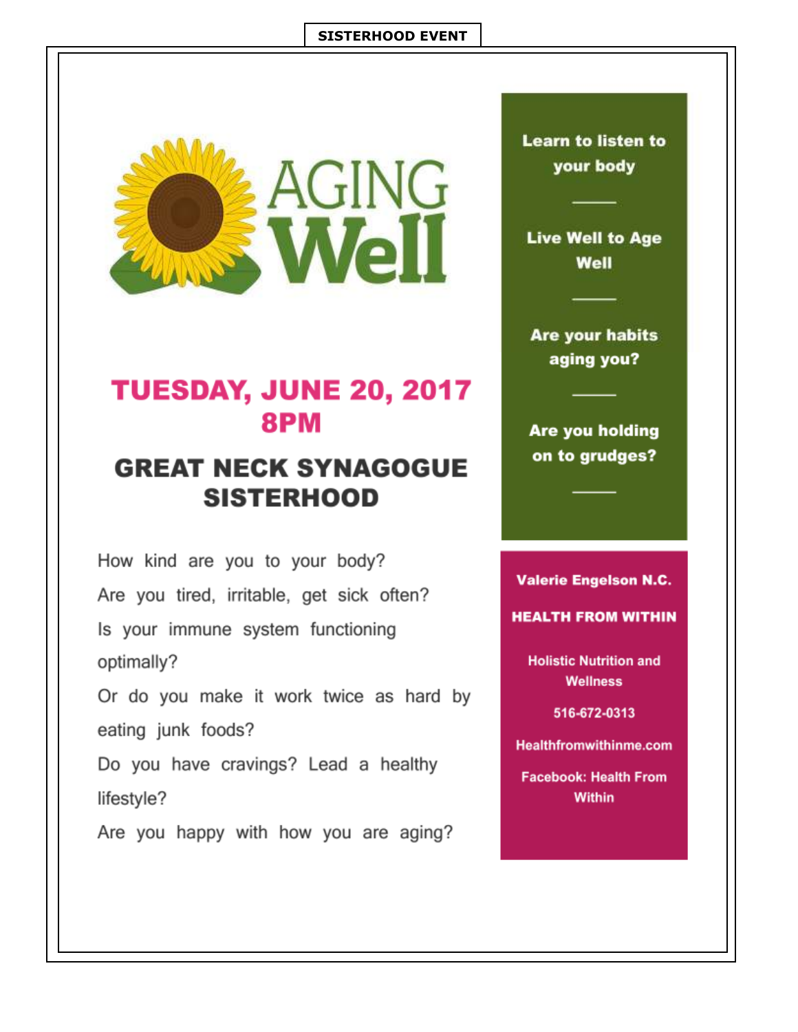**SISTERHOOD EVENT**

# AGING Well

## TUESDAY, JUNE 20, 2017
## 8PM

## GREAT NECK SYNAGOGUE SISTERHOOD

How kind are you to your body?
Are you tired, irritable, get sick often?
Is your immune system functioning optimally?
Or do you make it work twice as hard by eating junk foods?
Do you have cravings? Lead a healthy lifestyle?
Are you happy with how you are aging?

**Learn to listen to your body**

---

**Live Well to Age Well**

---

**Are your habits aging you?**

---

**Are you holding on to grudges?**

---

**Valerie Engelson N.C.**

**HEALTH FROM WITHIN**

**Holistic Nutrition and Wellness**

**516-672-0313**

**Healthfromwithinme.com**

**Facebook: Health From Within**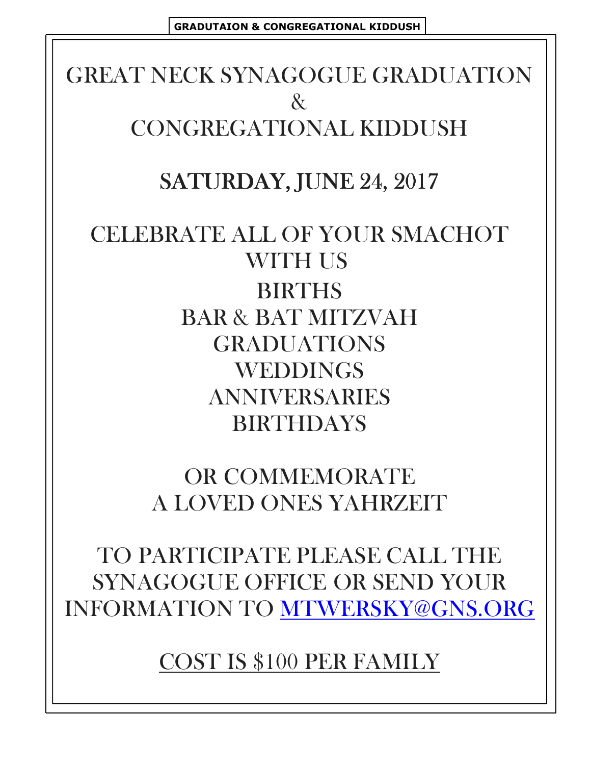**GRADUTAION & CONGREGATIONAL KIDDUSH**

# GREAT NECK SYNAGOGUE GRADUATION & CONGREGATIONAL KIDDUSH

## SATURDAY, JUNE 24, 2017

CELEBRATE ALL OF YOUR SMACHOT WITH US

BIRTHS
BAR & BAT MITZVAH
GRADUATIONS
WEDDINGS
ANNIVERSARIES
BIRTHDAYS

OR COMMEMORATE
A LOVED ONES YAHRZEIT

TO PARTICIPATE PLEASE CALL THE SYNAGOGUE OFFICE OR SEND YOUR INFORMATION TO MTWERSKY@GNS.ORG

COST IS $100 PER FAMILY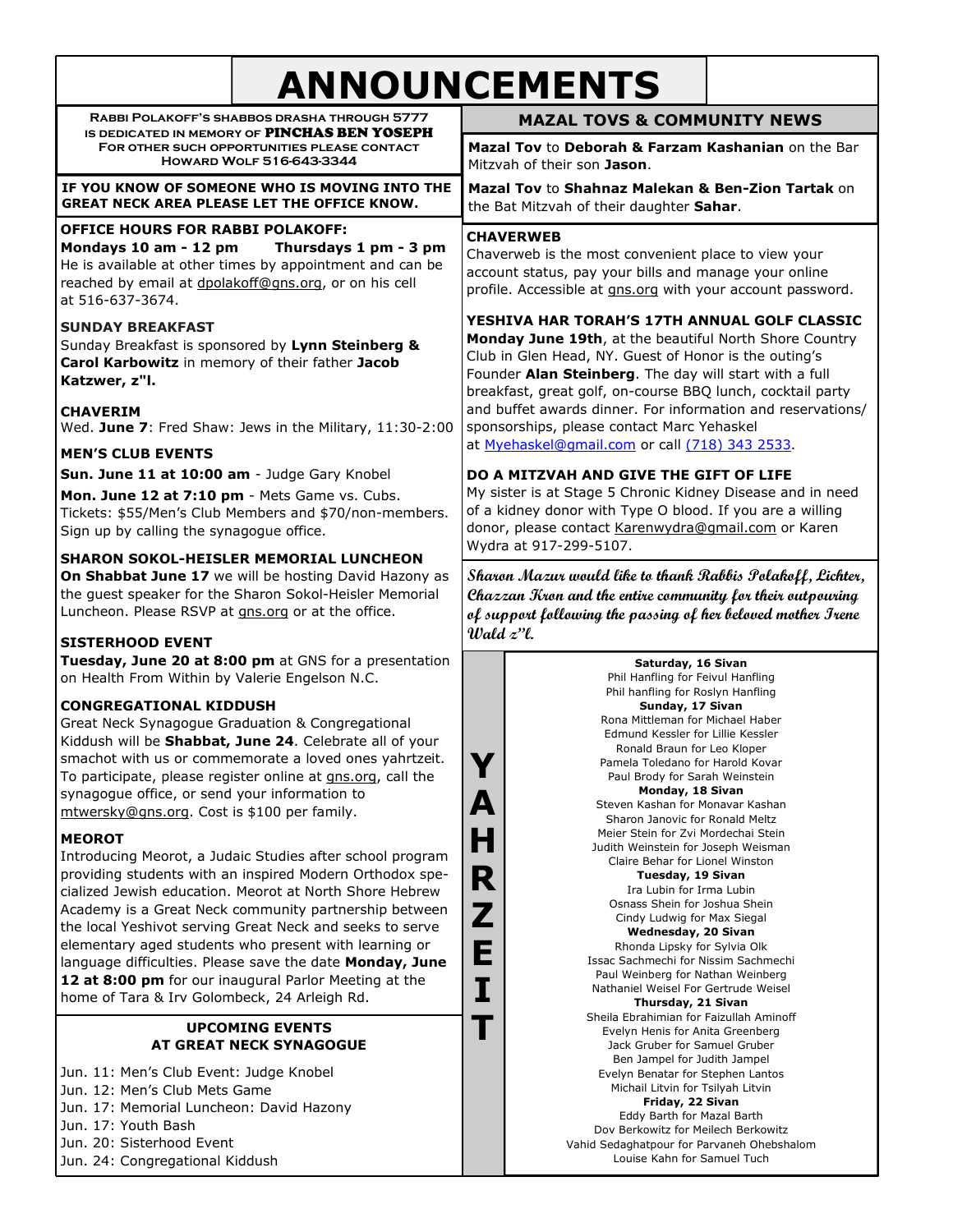# ANNOUNCEMENTS

**RABBI POLAKOFF'S SHABBOS DRASHA THROUGH 5777 IS DEDICATED IN MEMORY OF PINCHAS BEN YOSEPH**
**FOR OTHER SUCH OPPORTUNITIES PLEASE CONTACT HOWARD WOLF 516-643-3344**

**IF YOU KNOW OF SOMEONE WHO IS MOVING INTO THE GREAT NECK AREA PLEASE LET THE OFFICE KNOW.**

### OFFICE HOURS FOR RABBI POLAKOFF:

**Mondays 10 am - 12 pm Thursdays 1 pm - 3 pm**
He is available at other times by appointment and can be reached by email at dpolakoff@gns.org, or on his cell at 516-637-3674.

### SUNDAY BREAKFAST

Sunday Breakfast is sponsored by **Lynn Steinberg & Carol Karbowitz** in memory of their father **Jacob Katzwer, z"l.**

### CHAVERIM

Wed. **June 7**: Fred Shaw: Jews in the Military, 11:30-2:00

### MEN'S CLUB EVENTS

**Sun. June 11 at 10:00 am** - Judge Gary Knobel

**Mon. June 12 at 7:10 pm** - Mets Game vs. Cubs. Tickets: $55/Men's Club Members and $70/non-members. Sign up by calling the synagogue office.

### SHARON SOKOL-HEISLER MEMORIAL LUNCHEON

**On Shabbat June 17** we will be hosting David Hazony as the guest speaker for the Sharon Sokol-Heisler Memorial Luncheon. Please RSVP at gns.org or at the office.

### SISTERHOOD EVENT

**Tuesday, June 20 at 8:00 pm** at GNS for a presentation on Health From Within by Valerie Engelson N.C.

### CONGREGATIONAL KIDDUSH

Great Neck Synagogue Graduation & Congregational Kiddush will be **Shabbat, June 24**. Celebrate all of your smachot with us or commemorate a loved ones yahrtzeit. To participate, please register online at gns.org, call the synagogue office, or send your information to mtwersky@gns.org. Cost is $100 per family.

### MEOROT

Introducing Meorot, a Judaic Studies after school program providing students with an inspired Modern Orthodox specialized Jewish education. Meorot at North Shore Hebrew Academy is a Great Neck community partnership between the local Yeshivot serving Great Neck and seeks to serve elementary aged students who present with learning or language difficulties. Please save the date **Monday, June 12 at 8:00 pm** for our inaugural Parlor Meeting at the home of Tara & Irv Golombeck, 24 Arleigh Rd.

### UPCOMING EVENTS AT GREAT NECK SYNAGOGUE

Jun. 11: Men's Club Event: Judge Knobel
Jun. 12: Men's Club Mets Game
Jun. 17: Memorial Luncheon: David Hazony
Jun. 17: Youth Bash
Jun. 20: Sisterhood Event
Jun. 24: Congregational Kiddush

## MAZAL TOVS & COMMUNITY NEWS

**Mazal Tov** to **Deborah & Farzam Kashanian** on the Bar Mitzvah of their son **Jason**.

**Mazal Tov** to **Shahnaz Malekan & Ben-Zion Tartak** on the Bat Mitzvah of their daughter **Sahar**.

### CHAVERWEB

Chaverweb is the most convenient place to view your account status, pay your bills and manage your online profile. Accessible at gns.org with your account password.

### YESHIVA HAR TORAH'S 17TH ANNUAL GOLF CLASSIC

**Monday June 19th**, at the beautiful North Shore Country Club in Glen Head, NY. Guest of Honor is the outing's Founder **Alan Steinberg**. The day will start with a full breakfast, great golf, on-course BBQ lunch, cocktail party and buffet awards dinner. For information and reservations/ sponsorships, please contact Marc Yehaskel at Myehaskel@gmail.com or call (718) 343 2533.

### DO A MITZVAH AND GIVE THE GIFT OF LIFE

My sister is at Stage 5 Chronic Kidney Disease and in need of a kidney donor with Type O blood. If you are a willing donor, please contact Karenwydra@gmail.com or Karen Wydra at 917-299-5107.

***Sharon Mazur would like to thank Rabbis Polakoff, Lichter, Chazzan Kron and the entire community for their outpouring of support following the passing of her beloved mother Irene Wald z"l.***

## YAHRZEIT

**Saturday, 16 Sivan**
Phil Hanfling for Feivul Hanfling
Phil hanfling for Roslyn Hanfling

**Sunday, 17 Sivan**
Rona Mittleman for Michael Haber
Edmund Kessler for Lillie Kessler
Ronald Braun for Leo Kloper
Pamela Toledano for Harold Kovar
Paul Brody for Sarah Weinstein

**Monday, 18 Sivan**
Steven Kashan for Monavar Kashan
Sharon Janovic for Ronald Meltz
Meier Stein for Zvi Mordechai Stein
Judith Weinstein for Joseph Weisman
Claire Behar for Lionel Winston

**Tuesday, 19 Sivan**
Ira Lubin for Irma Lubin
Osnass Shein for Joshua Shein
Cindy Ludwig for Max Siegal

**Wednesday, 20 Sivan**
Rhonda Lipsky for Sylvia Olk
Issac Sachmechi for Nissim Sachmechi
Paul Weinberg for Nathan Weinberg
Nathaniel Weisel For Gertrude Weisel

**Thursday, 21 Sivan**
Sheila Ebrahimian for Faizullah Aminoff
Evelyn Henis for Anita Greenberg
Jack Gruber for Samuel Gruber
Ben Jampel for Judith Jampel
Evelyn Benatar for Stephen Lantos
Michail Litvin for Tsilyah Litvin

**Friday, 22 Sivan**
Eddy Barth for Mazal Barth
Dov Berkowitz for Meilech Berkowitz
Vahid Sedaghatpour for Parvaneh Ohebshalom
Louise Kahn for Samuel Tuch